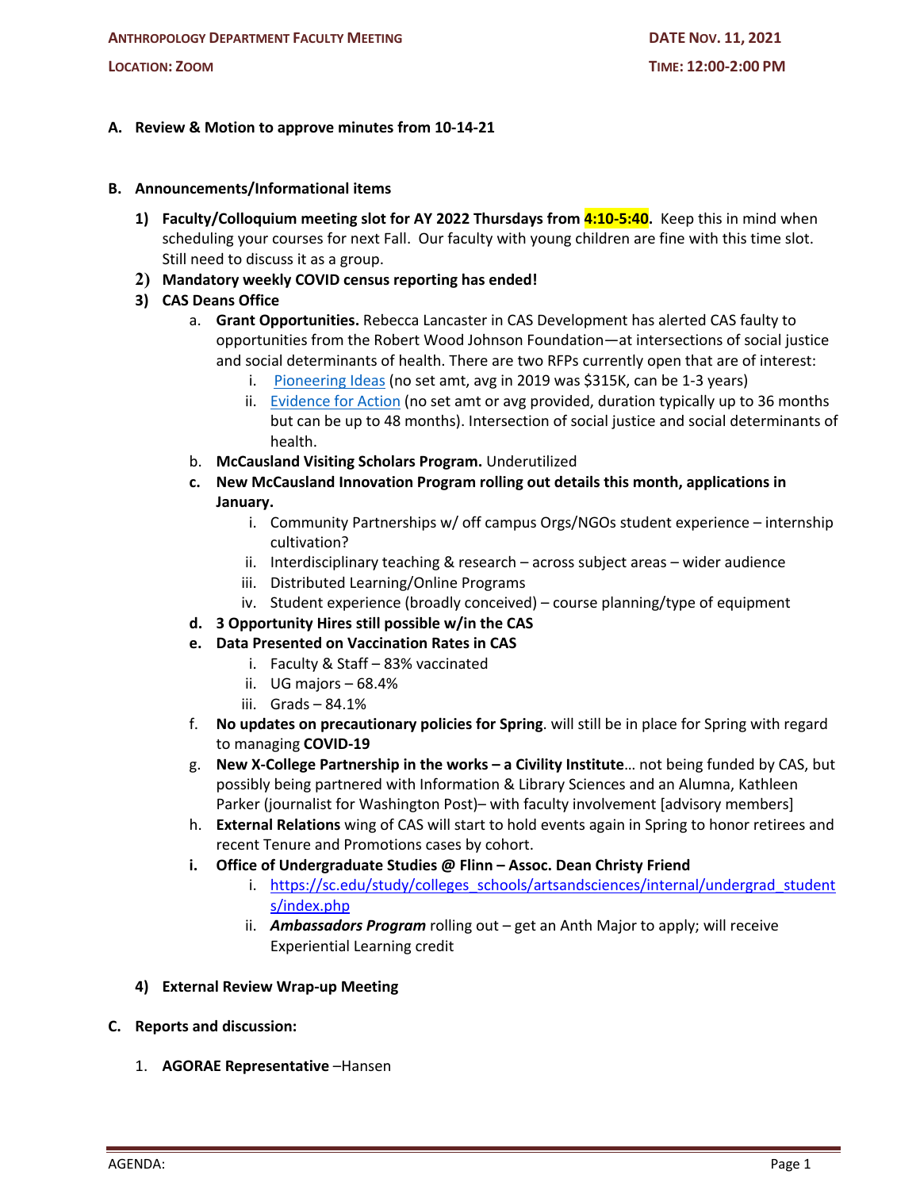**ANTHROPOLOGY DEPARTMENT FACULTY MEETING** | **DATE NOV. 11, 2021**

**LOCATION: ZOOM** | **TIME: 12:00-2:00 PM**

**A. Review & Motion to approve minutes from 10-14-21**

**B. Announcements/Informational items**

1) **Faculty/Colloquium meeting slot for AY 2022 Thursdays from 4:10-5:40.** Keep this in mind when scheduling your courses for next Fall. Our faculty with young children are fine with this time slot. Still need to discuss it as a group.
2) **Mandatory weekly COVID census reporting has ended!**
3) **CAS Deans Office**
   a. **Grant Opportunities.** Rebecca Lancaster in CAS Development has alerted CAS faculty to opportunities from the Robert Wood Johnson Foundation—at intersections of social justice and social determinants of health. There are two RFPs currently open that are of interest:
      i. Pioneering Ideas (no set amt, avg in 2019 was $315K, can be 1-3 years)
      ii. Evidence for Action (no set amt or avg provided, duration typically up to 36 months but can be up to 48 months). Intersection of social justice and social determinants of health.
   b. **McCausland Visiting Scholars Program.** Underutilized
   c. **New McCausland Innovation Program rolling out details this month, applications in January.**
      i. Community Partnerships w/ off campus Orgs/NGOs student experience – internship cultivation?
      ii. Interdisciplinary teaching & research – across subject areas – wider audience
      iii. Distributed Learning/Online Programs
      iv. Student experience (broadly conceived) – course planning/type of equipment
   d. **3 Opportunity Hires still possible w/in the CAS**
   e. **Data Presented on Vaccination Rates in CAS**
      i. Faculty & Staff – 83% vaccinated
      ii. UG majors – 68.4%
      iii. Grads – 84.1%
   f. **No updates on precautionary policies for Spring**. will still be in place for Spring with regard to managing **COVID-19**
   g. **New X-College Partnership in the works – a Civility Institute**… not being funded by CAS, but possibly being partnered with Information & Library Sciences and an Alumna, Kathleen Parker (journalist for Washington Post)– with faculty involvement [advisory members]
   h. **External Relations** wing of CAS will start to hold events again in Spring to honor retirees and recent Tenure and Promotions cases by cohort.
   i. **Office of Undergraduate Studies @ Flinn – Assoc. Dean Christy Friend**
      i. https://sc.edu/study/colleges_schools/artsandsciences/internal/undergrad_students/index.php
      ii. ***Ambassadors Program*** rolling out – get an Anth Major to apply; will receive Experiential Learning credit
4) **External Review Wrap-up Meeting**

**C. Reports and discussion:**

1. **AGORAE Representative** –Hansen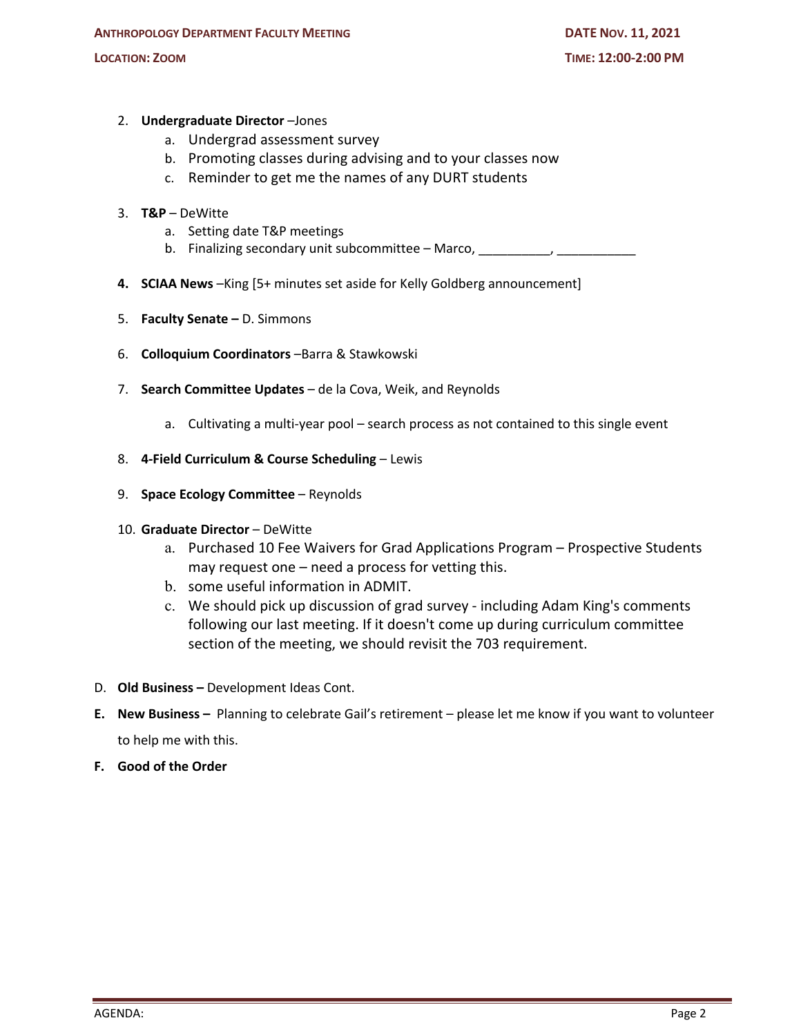2. **Undergraduate Director** –Jones
    a. Undergrad assessment survey
    b. Promoting classes during advising and to your classes now
    c. Reminder to get me the names of any DURT students

3. **T&P** – DeWitte
    a. Setting date T&P meetings
    b. Finalizing secondary unit subcommittee – Marco, __________, ___________

4. **SCIAA News** –King [5+ minutes set aside for Kelly Goldberg announcement]

5. **Faculty Senate –** D. Simmons

6. **Colloquium Coordinators** –Barra & Stawkowski

7. **Search Committee Updates** – de la Cova, Weik, and Reynolds

    a. Cultivating a multi-year pool – search process as not contained to this single event

8. **4-Field Curriculum & Course Scheduling** – Lewis

9. **Space Ecology Committee** – Reynolds

10. **Graduate Director** – DeWitte
    a. Purchased 10 Fee Waivers for Grad Applications Program – Prospective Students may request one – need a process for vetting this.
    b. some useful information in ADMIT.
    c. We should pick up discussion of grad survey - including Adam King's comments following our last meeting. If it doesn't come up during curriculum committee section of the meeting, we should revisit the 703 requirement.

D. **Old Business –** Development Ideas Cont.

E. **New Business –** Planning to celebrate Gail's retirement – please let me know if you want to volunteer to help me with this.

F. **Good of the Order**